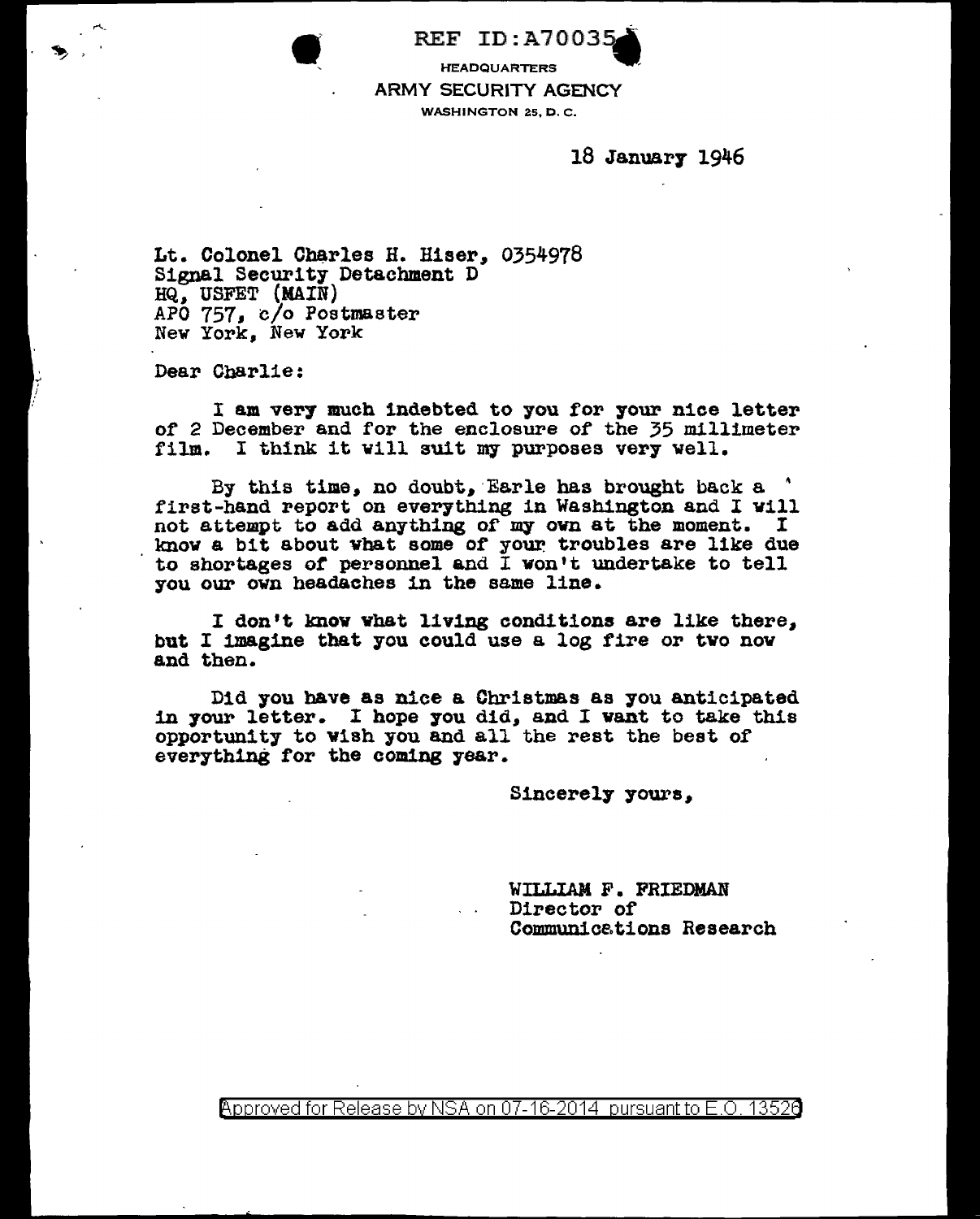REF ID:A70035

HEADQUARTERS
ARMY SECURITY AGENCY
WASHINGTON 25, D. C.

18 January 1946

Lt. Colonel Charles H. Hiser, 0354978
Signal Security Detachment D
HQ, USFET (MAIN)
APO 757, c/o Postmaster
New York, New York

Dear Charlie:

I am very much indebted to you for your nice letter of 2 December and for the enclosure of the 35 millimeter film. I think it will suit my purposes very well.

By this time, no doubt, Earle has brought back a first-hand report on everything in Washington and I will not attempt to add anything of my own at the moment. I know a bit about what some of your troubles are like due to shortages of personnel and I won't undertake to tell you our own headaches in the same line.

I don't know what living conditions are like there, but I imagine that you could use a log fire or two now and then.

Did you have as nice a Christmas as you anticipated in your letter. I hope you did, and I want to take this opportunity to wish you and all the rest the best of everything for the coming year.

Sincerely yours,

WILLIAM F. FRIEDMAN
Director of
Communications Research

Approved for Release by NSA on 07-16-2014 pursuant to E.O. 13526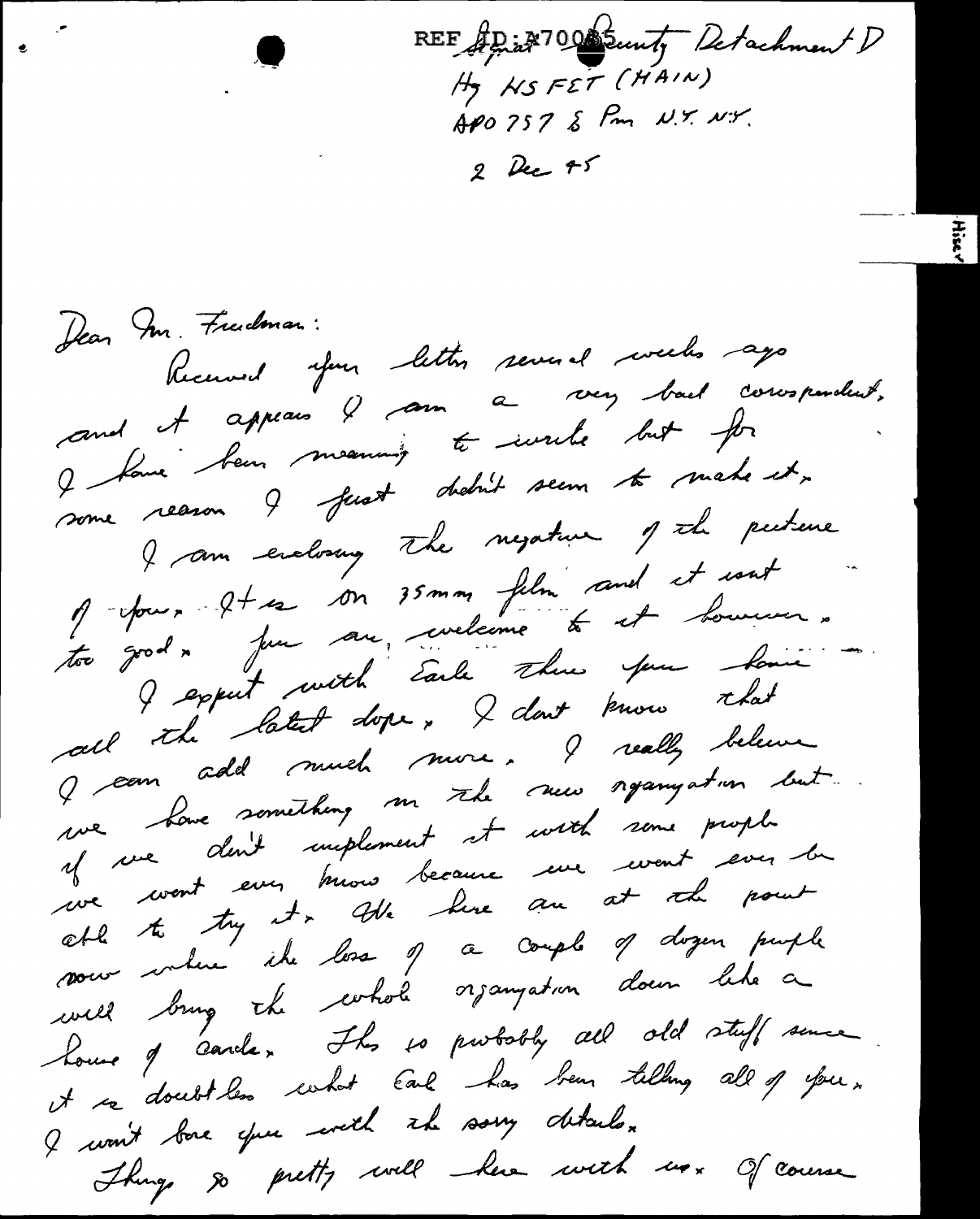REF ID:A70085 Signal Security Detachment D
Hq USFET (MAIN)
APO 757 % Pm N.Y. N.Y.

2 Dec 45

Hiser

Dear Mr. Friedman:

Received your letter several weeks ago and it appears I am a very bad correspondent. I have been meaning to write but for some reason I just didn't seem to make it.

I am enclosing the negative of the picture of you. It is on 35mm film and it isn't too good. You are welcome to it however.

I expect with Earle there you have all the latest dope. I don't know that I can add much more. I really believe we have something in the new organization but if we don't implement it with some people we won't ever know because we won't ever be able to try it. We here are at the point now where the loss of a couple of dozen people will bring the whole organization down like a house of cards. This is probably all old stuff since it is doubtless what Earl has been telling all of you. I won't bore you with the sorry details.

Things go pretty well here with us. Of course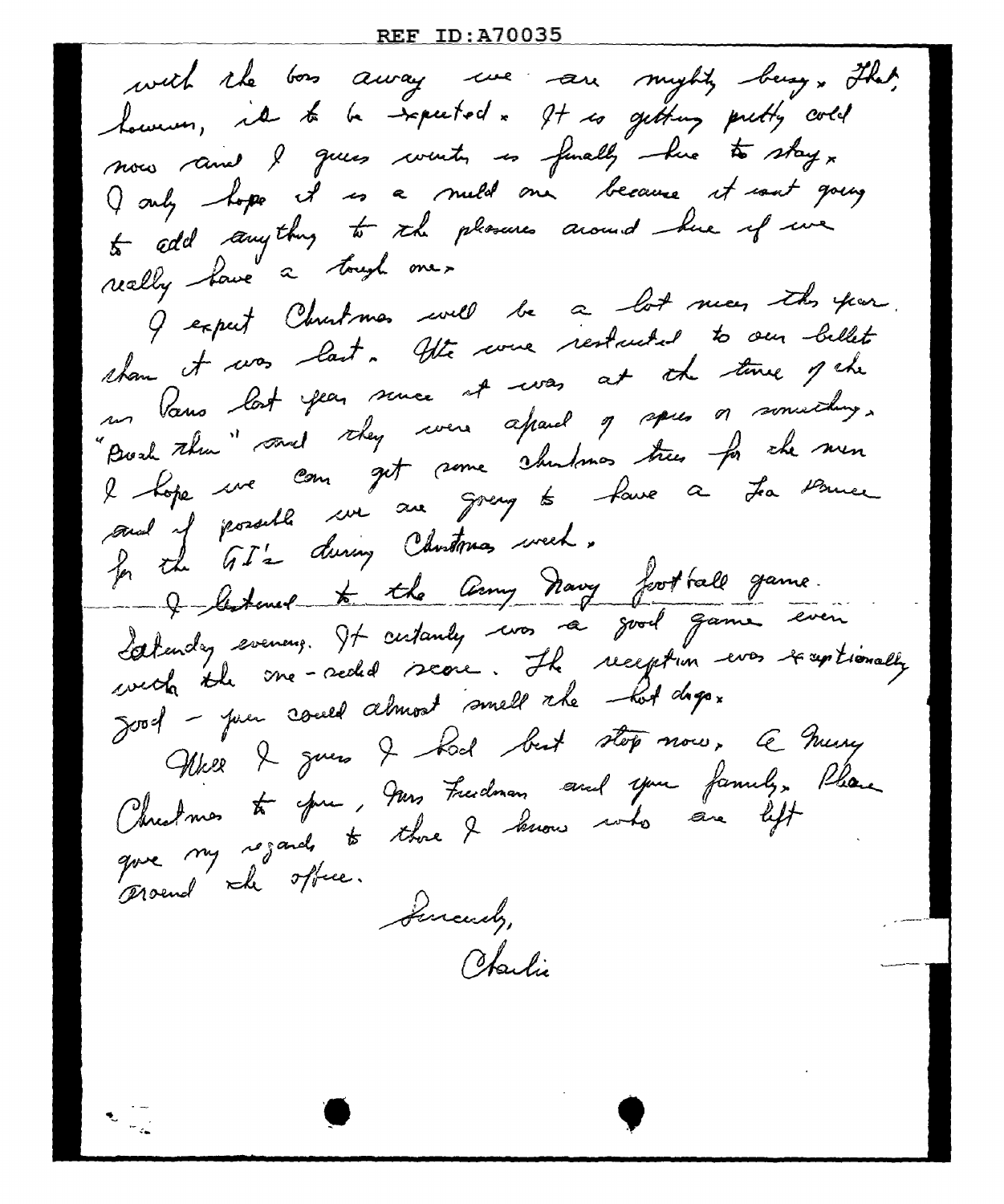with the boss away we are mighty busy. That, however, is to be expected. It is getting pretty cold now and I guess winter is finally here to stay. I only hope it is a mild one because it isn't going to add anything to the pleasures around here if we really have a tough one.

I expect Christmas will be a lot nicer this year than it was last. We were restricted to our billet in Paris last year since it was at the time of the "Bush then" and they were afraid of spies or something. I hope we can get some Christmas trees for the men and if possible we are going to have a tea dance for the GI's during Christmas week.

I listened to the Army Navy football game Saturday evening. It certainly was a good game even with the one-sided score. The reception was exceptionally good - you could almost smell the hot dogs.

Well I guess I had best stop now. A Merry Christmas to you, Mrs Friedman and your family. Please give my regards to those I know who are left around the office.

Sincerely,

Charlie